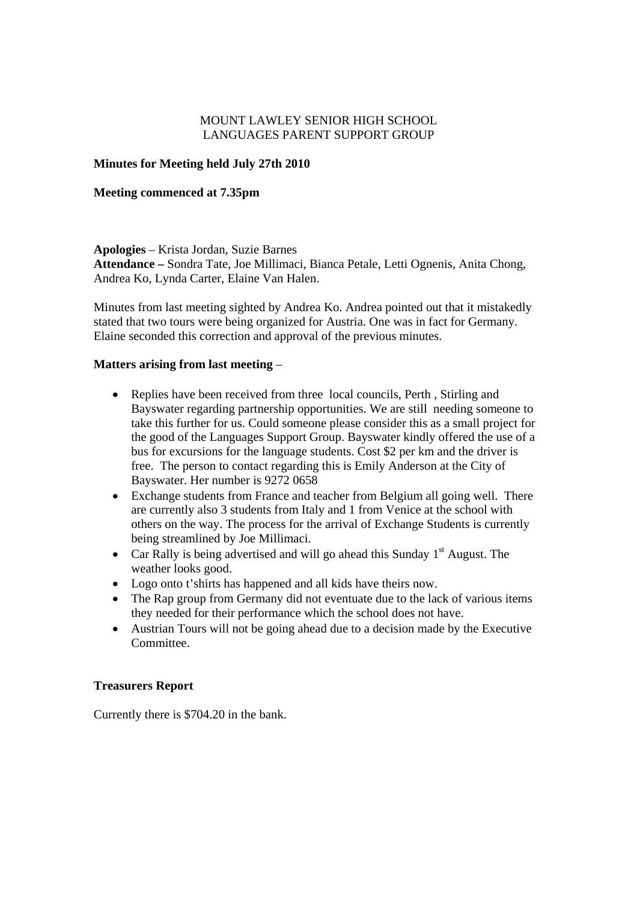MOUNT LAWLEY SENIOR HIGH SCHOOL
LANGUAGES PARENT SUPPORT GROUP

**Minutes for Meeting held July 27th 2010**

**Meeting commenced at 7.35pm**

**Apologies** – Krista Jordan, Suzie Barnes
**Attendance –** Sondra Tate, Joe Millimaci, Bianca Petale, Letti Ognenis, Anita Chong, Andrea Ko, Lynda Carter, Elaine Van Halen.

Minutes from last meeting sighted by Andrea Ko. Andrea pointed out that it mistakedly stated that two tours were being organized for Austria. One was in fact for Germany. Elaine seconded this correction and approval of the previous minutes.

**Matters arising from last meeting** –

- Replies have been received from three local councils, Perth , Stirling and Bayswater regarding partnership opportunities. We are still needing someone to take this further for us. Could someone please consider this as a small project for the good of the Languages Support Group. Bayswater kindly offered the use of a bus for excursions for the language students. Cost $2 per km and the driver is free. The person to contact regarding this is Emily Anderson at the City of Bayswater. Her number is 9272 0658
- Exchange students from France and teacher from Belgium all going well. There are currently also 3 students from Italy and 1 from Venice at the school with others on the way. The process for the arrival of Exchange Students is currently being streamlined by Joe Millimaci.
- Car Rally is being advertised and will go ahead this Sunday 1st August. The weather looks good.
- Logo onto t'shirts has happened and all kids have theirs now.
- The Rap group from Germany did not eventuate due to the lack of various items they needed for their performance which the school does not have.
- Austrian Tours will not be going ahead due to a decision made by the Executive Committee.

**Treasurers Report**

Currently there is $704.20 in the bank.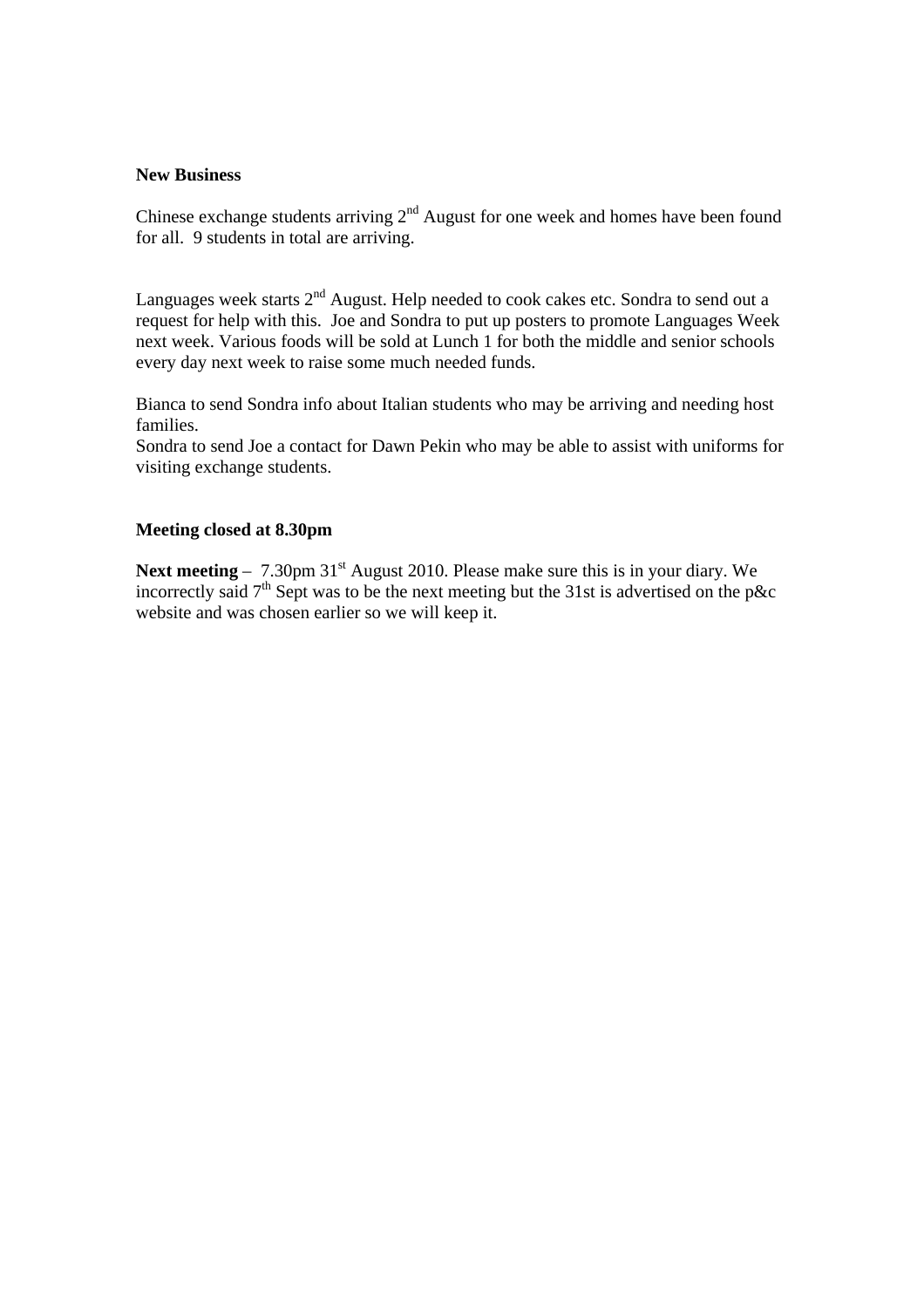**New Business**

Chinese exchange students arriving 2nd August for one week and homes have been found for all. 9 students in total are arriving.

Languages week starts 2nd August. Help needed to cook cakes etc. Sondra to send out a request for help with this. Joe and Sondra to put up posters to promote Languages Week next week. Various foods will be sold at Lunch 1 for both the middle and senior schools every day next week to raise some much needed funds.

Bianca to send Sondra info about Italian students who may be arriving and needing host families.
Sondra to send Joe a contact for Dawn Pekin who may be able to assist with uniforms for visiting exchange students.

**Meeting closed at 8.30pm**

**Next meeting** – 7.30pm 31st August 2010. Please make sure this is in your diary. We incorrectly said 7th Sept was to be the next meeting but the 31st is advertised on the p&c website and was chosen earlier so we will keep it.